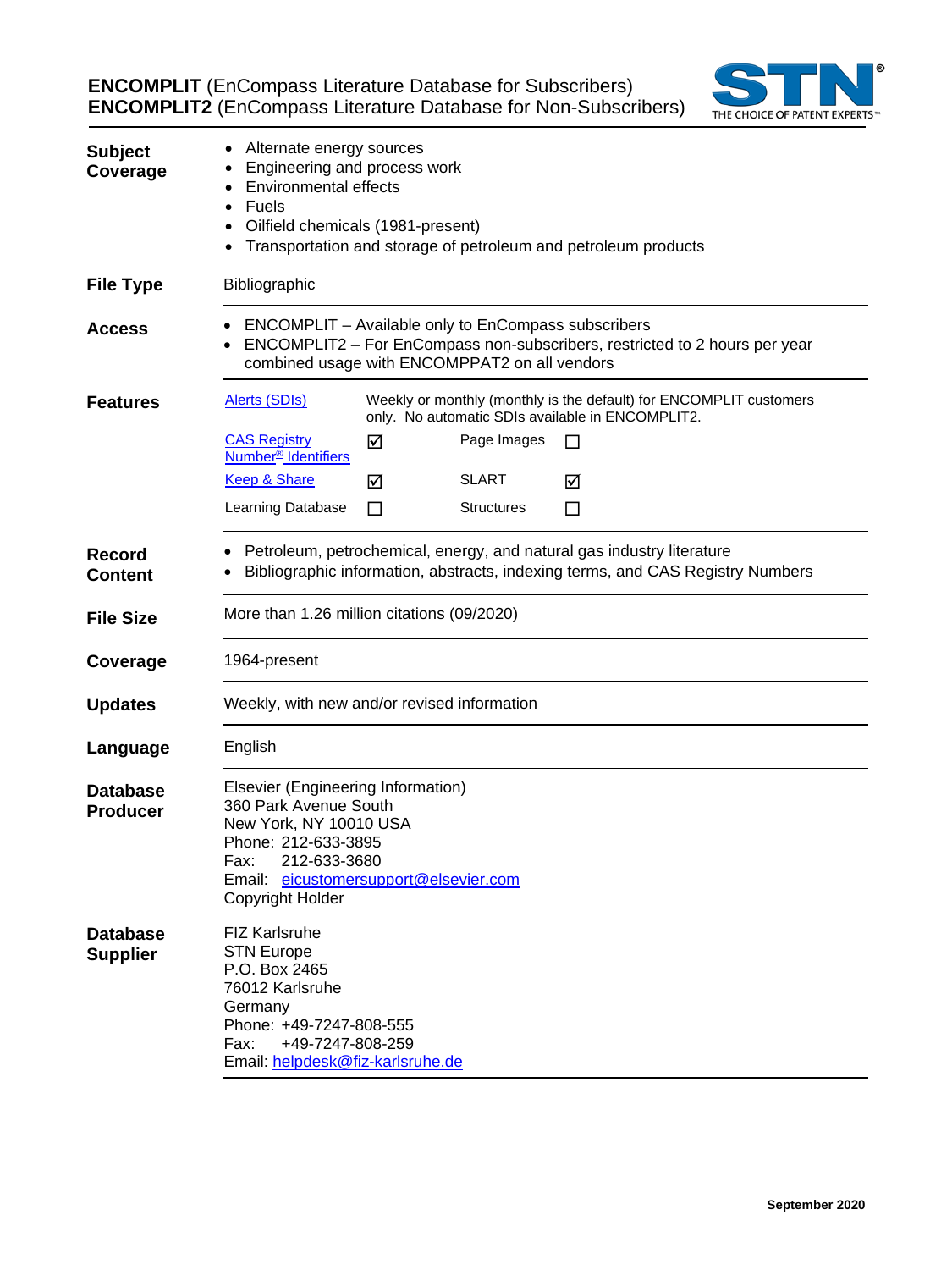# **ENCOMPLIT** (EnCompass Literature Database for Subscribers)
# **ENCOMPLIT2** (EnCompass Literature Database for Non-Subscribers)

STN THE CHOICE OF PATENT EXPERTS™

**Subject Coverage**

- Alternate energy sources
- Engineering and process work
- Environmental effects
- Fuels
- Oilfield chemicals (1981-present)
- Transportation and storage of petroleum and petroleum products

**File Type**

Bibliographic

**Access**

- ENCOMPLIT – Available only to EnCompass subscribers
- ENCOMPLIT2 – For EnCompass non-subscribers, restricted to 2 hours per year combined usage with ENCOMPPAT2 on all vendors

**Features**

Alerts (SDIs): Weekly or monthly (monthly is the default) for ENCOMPLIT customers only. No automatic SDIs available in ENCOMPLIT2.

| Feature | | Feature | |
|---|---|---|---|
| CAS Registry Number® Identifiers | ☑ | Page Images | ☐ |
| Keep & Share | ☑ | SLART | ☑ |
| Learning Database | ☐ | Structures | ☐ |

**Record Content**

- Petroleum, petrochemical, energy, and natural gas industry literature
- Bibliographic information, abstracts, indexing terms, and CAS Registry Numbers

**File Size**

More than 1.26 million citations (09/2020)

**Coverage**

1964-present

**Updates**

Weekly, with new and/or revised information

**Language**

English

**Database Producer**

Elsevier (Engineering Information)
360 Park Avenue South
New York, NY 10010 USA
Phone: 212-633-3895
Fax: 212-633-3680
Email: eicustomersupport@elsevier.com
Copyright Holder

**Database Supplier**

FIZ Karlsruhe
STN Europe
P.O. Box 2465
76012 Karlsruhe
Germany
Phone: +49-7247-808-555
Fax: +49-7247-808-259
Email: helpdesk@fiz-karlsruhe.de

**September 2020**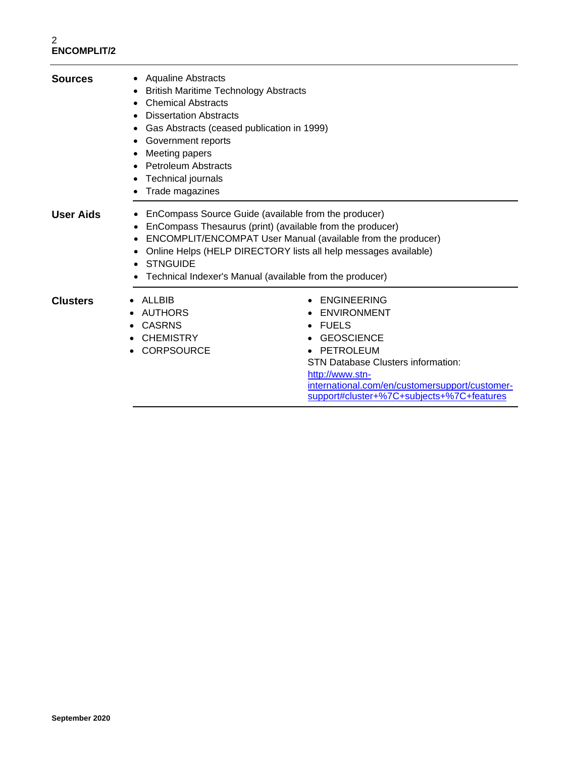**Sources**

- Aqualine Abstracts
- British Maritime Technology Abstracts
- Chemical Abstracts
- Dissertation Abstracts
- Gas Abstracts (ceased publication in 1999)
- Government reports
- Meeting papers
- Petroleum Abstracts
- Technical journals
- Trade magazines

**User Aids**

- EnCompass Source Guide (available from the producer)
- EnCompass Thesaurus (print) (available from the producer)
- ENCOMPLIT/ENCOMPAT User Manual (available from the producer)
- Online Helps (HELP DIRECTORY lists all help messages available)
- STNGUIDE
- Technical Indexer's Manual (available from the producer)

**Clusters**

- ALLBIB
- AUTHORS
- CASRNS
- CHEMISTRY
- CORPSOURCE
- ENGINEERING
- ENVIRONMENT
- FUELS
- GEOSCIENCE
- PETROLEUM

STN Database Clusters information:
[http://www.stn-international.com/en/customersupport/customer-support#cluster+%7C+subjects+%7C+features](http://www.stn-international.com/en/customersupport/customer-support#cluster+%7C+subjects+%7C+features)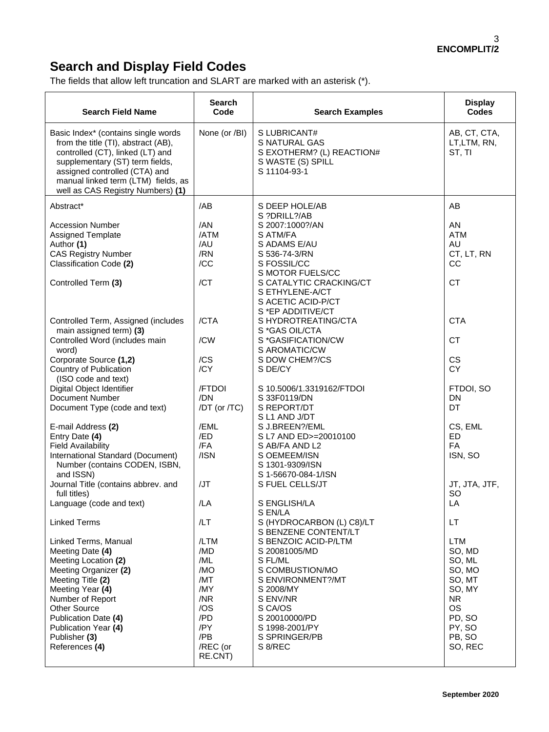# Search and Display Field Codes

The fields that allow left truncation and SLART are marked with an asterisk (*).

| Search Field Name | Search Code | Search Examples | Display Codes |
|---|---|---|---|
| Basic Index* (contains single words from the title (TI), abstract (AB), controlled (CT), linked (LT) and supplementary (ST) term fields, assigned controlled (CTA) and manual linked term (LTM) fields, as well as CAS Registry Numbers) **(1)** | None (or /BI) | S LUBRICANT#<br>S NATURAL GAS<br>S EXOTHERM? (L) REACTION#<br>S WASTE (S) SPILL<br>S 11104-93-1 | AB, CT, CTA, LT,LTM, RN, ST, TI |
| Abstract* | /AB | S DEEP HOLE/AB<br>S ?DRILL?/AB | AB |
| Accession Number | /AN | S 2007:1000?/AN | AN |
| Assigned Template | /ATM | S ATM/FA | ATM |
| Author **(1)** | /AU | S ADAMS E/AU | AU |
| CAS Registry Number | /RN | S 536-74-3/RN | CT, LT, RN |
| Classification Code **(2)** | /CC | S FOSSIL/CC<br>S MOTOR FUELS/CC | CC |
| Controlled Term **(3)** | /CT | S CATALYTIC CRACKING/CT<br>S ETHYLENE-A/CT<br>S ACETIC ACID-P/CT<br>S *EP ADDITIVE/CT | CT |
| Controlled Term, Assigned (includes main assigned term) **(3)** | /CTA | S HYDROTREATING/CTA<br>S *GAS OIL/CTA | CTA |
| Controlled Word (includes main word) | /CW | S *GASIFICATION/CW<br>S AROMATIC/CW | CT |
| Corporate Source **(1,2)** | /CS | S DOW CHEM?/CS | CS |
| Country of Publication (ISO code and text) | /CY | S DE/CY | CY |
| Digital Object Identifier | /FTDOI | S 10.5006/1.3319162/FTDOI | FTDOI, SO |
| Document Number | /DN | S 33F0119/DN | DN |
| Document Type (code and text) | /DT (or /TC) | S REPORT/DT<br>S L1 AND J/DT | DT |
| E-mail Address **(2)** | /EML | S J.BREEN?/EML | CS, EML |
| Entry Date **(4)** | /ED | S L7 AND ED>=20010100 | ED |
| Field Availability | /FA | S AB/FA AND L2 | FA |
| International Standard (Document) Number (contains CODEN, ISBN, and ISSN) | /ISN | S OEMEEM/ISN<br>S 1301-9309/ISN<br>S 1-56670-084-1/ISN | ISN, SO |
| Journal Title (contains abbrev. and full titles) | /JT | S FUEL CELLS/JT | JT, JTA, JTF, SO |
| Language (code and text) | /LA | S ENGLISH/LA<br>S EN/LA | LA |
| Linked Terms | /LT | S (HYDROCARBON (L) C8)/LT<br>S BENZENE CONTENT/LT | LT |
| Linked Terms, Manual | /LTM | S BENZOIC ACID-P/LTM | LTM |
| Meeting Date **(4)** | /MD | S 20081005/MD | SO, MD |
| Meeting Location **(2)** | /ML | S FL/ML | SO, ML |
| Meeting Organizer **(2)** | /MO | S COMBUSTION/MO | SO, MO |
| Meeting Title **(2)** | /MT | S ENVIRONMENT?/MT | SO, MT |
| Meeting Year **(4)** | /MY | S 2008/MY | SO, MY |
| Number of Report | /NR | S ENV/NR | NR |
| Other Source | /OS | S CA/OS | OS |
| Publication Date **(4)** | /PD | S 20010000/PD | PD, SO |
| Publication Year **(4)** | /PY | S 1998-2001/PY | PY, SO |
| Publisher **(3)** | /PB | S SPRINGER/PB | PB, SO |
| References **(4)** | /REC (or RE.CNT) | S 8/REC | SO, REC |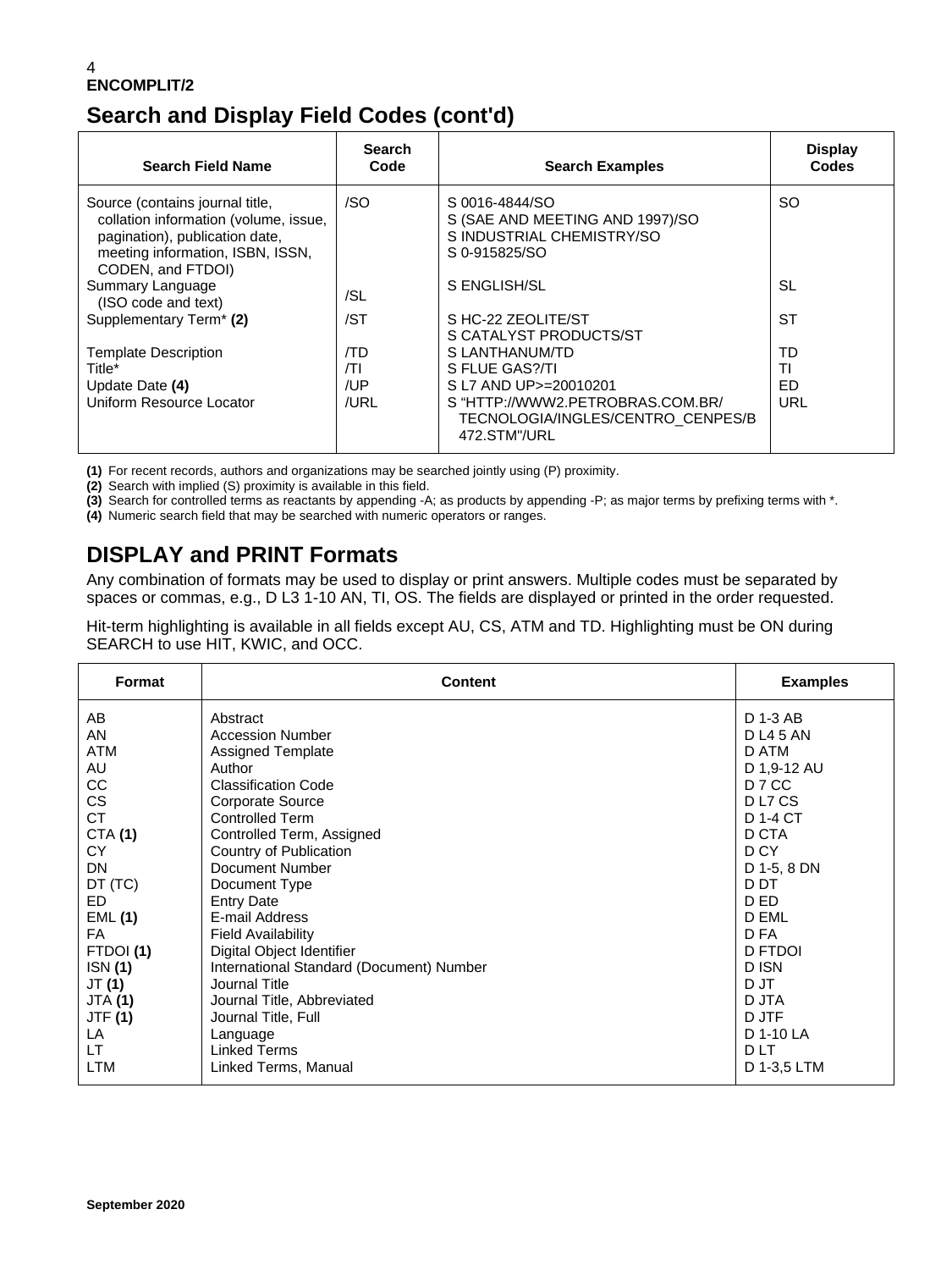## Search and Display Field Codes (cont'd)

| Search Field Name | Search Code | Search Examples | Display Codes |
|---|---|---|---|
| Source (contains journal title, collation information (volume, issue, pagination), publication date, meeting information, ISBN, ISSN, CODEN, and FTDOI) | /SO | S 0016-4844/SO<br>S (SAE AND MEETING AND 1997)/SO<br>S INDUSTRIAL CHEMISTRY/SO<br>S 0-915825/SO | SO |
| Summary Language (ISO code and text) | /SL | S ENGLISH/SL | SL |
| Supplementary Term* **(2)** | /ST | S HC-22 ZEOLITE/ST<br>S CATALYST PRODUCTS/ST | ST |
| Template Description | /TD | S LANTHANUM/TD | TD |
| Title* | /TI | S FLUE GAS?/TI | TI |
| Update Date **(4)** | /UP | S L7 AND UP>=20010201 | ED |
| Uniform Resource Locator | /URL | S "HTTP://WWW2.PETROBRAS.COM.BR/ TECNOLOGIA/INGLES/CENTRO_CENPES/B 472.STM"/URL | URL |

**(1)** For recent records, authors and organizations may be searched jointly using (P) proximity.
**(2)** Search with implied (S) proximity is available in this field.
**(3)** Search for controlled terms as reactants by appending -A; as products by appending -P; as major terms by prefixing terms with *.
**(4)** Numeric search field that may be searched with numeric operators or ranges.

## DISPLAY and PRINT Formats

Any combination of formats may be used to display or print answers. Multiple codes must be separated by spaces or commas, e.g., D L3 1-10 AN, TI, OS. The fields are displayed or printed in the order requested.

Hit-term highlighting is available in all fields except AU, CS, ATM and TD. Highlighting must be ON during SEARCH to use HIT, KWIC, and OCC.

| Format | Content | Examples |
|---|---|---|
| AB | Abstract | D 1-3 AB |
| AN | Accession Number | D L4 5 AN |
| ATM | Assigned Template | D ATM |
| AU | Author | D 1,9-12 AU |
| CC | Classification Code | D 7 CC |
| CS | Corporate Source | D L7 CS |
| CT | Controlled Term | D 1-4 CT |
| CTA **(1)** | Controlled Term, Assigned | D CTA |
| CY | Country of Publication | D CY |
| DN | Document Number | D 1-5, 8 DN |
| DT (TC) | Document Type | D DT |
| ED | Entry Date | D ED |
| EML **(1)** | E-mail Address | D EML |
| FA | Field Availability | D FA |
| FTDOI **(1)** | Digital Object Identifier | D FTDOI |
| ISN **(1)** | International Standard (Document) Number | D ISN |
| JT **(1)** | Journal Title | D JT |
| JTA **(1)** | Journal Title, Abbreviated | D JTA |
| JTF **(1)** | Journal Title, Full | D JTF |
| LA | Language | D 1-10 LA |
| LT | Linked Terms | D LT |
| LTM | Linked Terms, Manual | D 1-3,5 LTM |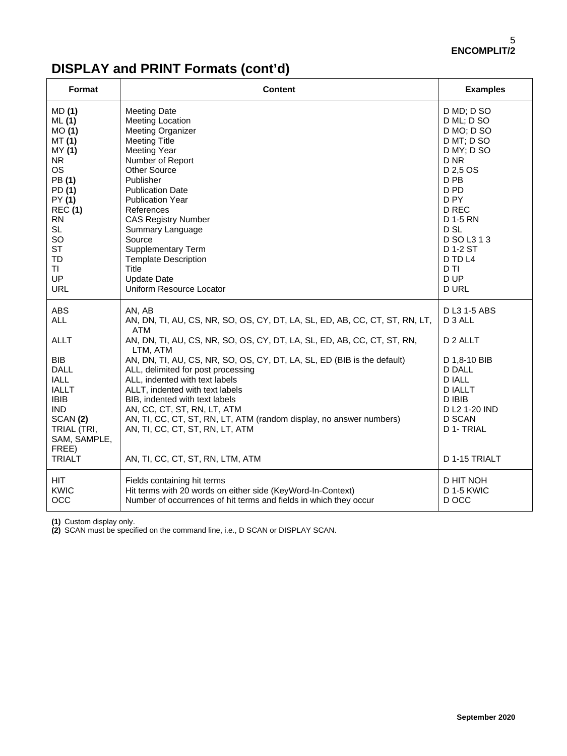## DISPLAY and PRINT Formats (cont'd)

| Format | Content | Examples |
|---|---|---|
| MD **(1)** | Meeting Date | D MD; D SO |
| ML **(1)** | Meeting Location | D ML; D SO |
| MO **(1)** | Meeting Organizer | D MO; D SO |
| MT **(1)** | Meeting Title | D MT; D SO |
| MY **(1)** | Meeting Year | D MY; D SO |
| NR | Number of Report | D NR |
| OS | Other Source | D 2,5 OS |
| PB **(1)** | Publisher | D PB |
| PD **(1)** | Publication Date | D PD |
| PY **(1)** | Publication Year | D PY |
| REC **(1)** | References | D REC |
| RN | CAS Registry Number | D 1-5 RN |
| SL | Summary Language | D SL |
| SO | Source | D SO L3 1 3 |
| ST | Supplementary Term | D 1-2 ST |
| TD | Template Description | D TD L4 |
| TI | Title | D TI |
| UP | Update Date | D UP |
| URL | Uniform Resource Locator | D URL |
| ABS | AN, AB | D L3 1-5 ABS |
| ALL | AN, DN, TI, AU, CS, NR, SO, OS, CY, DT, LA, SL, ED, AB, CC, CT, ST, RN, LT, ATM | D 3 ALL |
| ALLT | AN, DN, TI, AU, CS, NR, SO, OS, CY, DT, LA, SL, ED, AB, CC, CT, ST, RN, LTM, ATM | D 2 ALLT |
| BIB | AN, DN, TI, AU, CS, NR, SO, OS, CY, DT, LA, SL, ED (BIB is the default) | D 1,8-10 BIB |
| DALL | ALL, delimited for post processing | D DALL |
| IALL | ALL, indented with text labels | D IALL |
| IALLT | ALLT, indented with text labels | D IALLT |
| IBIB | BIB, indented with text labels | D IBIB |
| IND | AN, CC, CT, ST, RN, LT, ATM | D L2 1-20 IND |
| SCAN **(2)** | AN, TI, CC, CT, ST, RN, LT, ATM (random display, no answer numbers) | D SCAN |
| TRIAL (TRI, SAM, SAMPLE, FREE) | AN, TI, CC, CT, ST, RN, LT, ATM | D 1- TRIAL |
| TRIALT | AN, TI, CC, CT, ST, RN, LTM, ATM | D 1-15 TRIALT |
| HIT | Fields containing hit terms | D HIT NOH |
| KWIC | Hit terms with 20 words on either side (KeyWord-In-Context) | D 1-5 KWIC |
| OCC | Number of occurrences of hit terms and fields in which they occur | D OCC |

**(1)** Custom display only.
**(2)** SCAN must be specified on the command line, i.e., D SCAN or DISPLAY SCAN.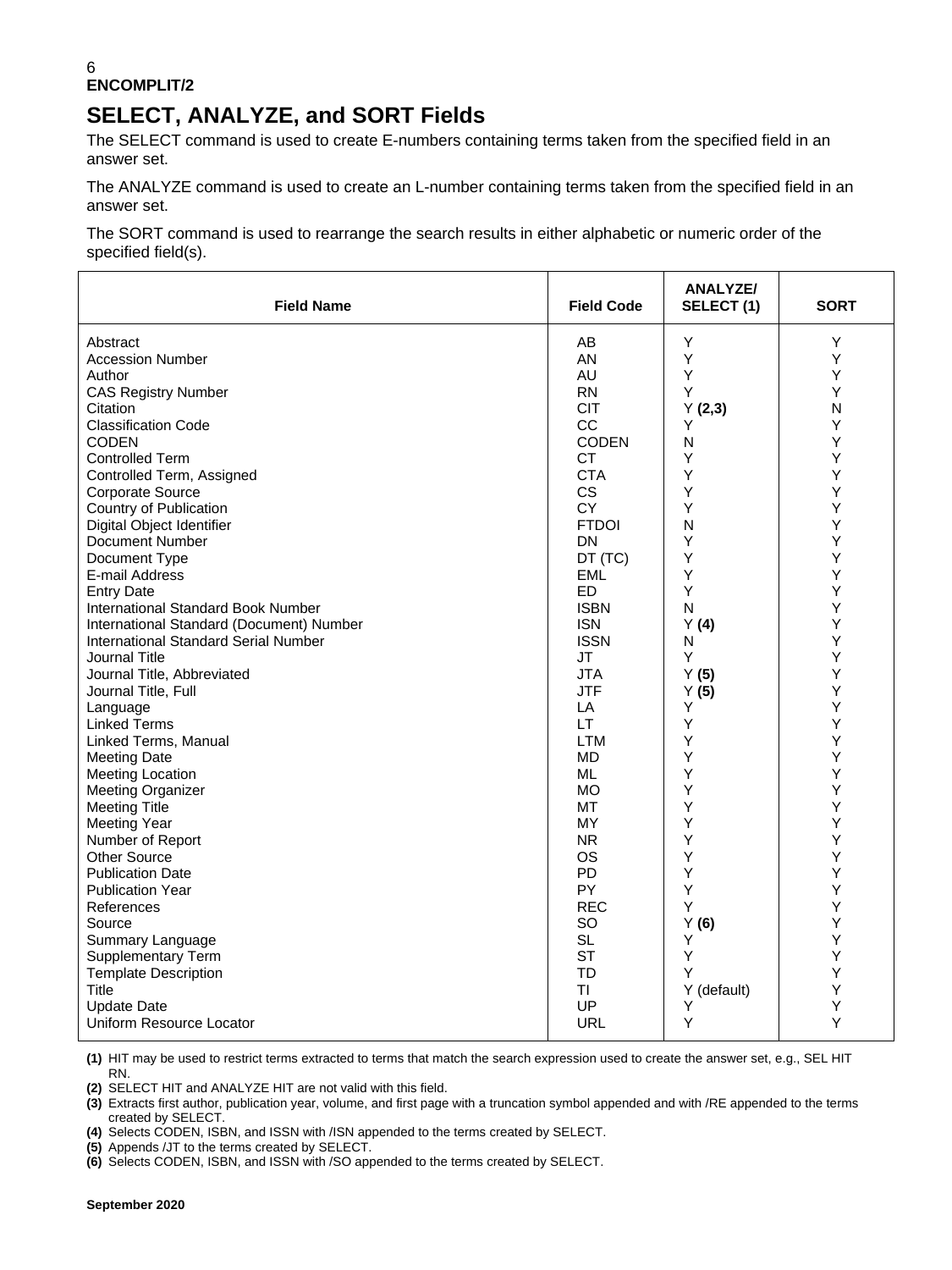## SELECT, ANALYZE, and SORT Fields

The SELECT command is used to create E-numbers containing terms taken from the specified field in an answer set.

The ANALYZE command is used to create an L-number containing terms taken from the specified field in an answer set.

The SORT command is used to rearrange the search results in either alphabetic or numeric order of the specified field(s).

| Field Name | Field Code | ANALYZE/ SELECT (1) | SORT |
|---|---|---|---|
| Abstract | AB | Y | Y |
| Accession Number | AN | Y | Y |
| Author | AU | Y | Y |
| CAS Registry Number | RN | Y | Y |
| Citation | CIT | Y **(2,3)** | N |
| Classification Code | CC | Y | Y |
| CODEN | CODEN | N | Y |
| Controlled Term | CT | Y | Y |
| Controlled Term, Assigned | CTA | Y | Y |
| Corporate Source | CS | Y | Y |
| Country of Publication | CY | Y | Y |
| Digital Object Identifier | FTDOI | N | Y |
| Document Number | DN | Y | Y |
| Document Type | DT (TC) | Y | Y |
| E-mail Address | EML | Y | Y |
| Entry Date | ED | Y | Y |
| International Standard Book Number | ISBN | N | Y |
| International Standard (Document) Number | ISN | Y **(4)** | Y |
| International Standard Serial Number | ISSN | N | Y |
| Journal Title | JT | Y | Y |
| Journal Title, Abbreviated | JTA | Y **(5)** | Y |
| Journal Title, Full | JTF | Y **(5)** | Y |
| Language | LA | Y | Y |
| Linked Terms | LT | Y | Y |
| Linked Terms, Manual | LTM | Y | Y |
| Meeting Date | MD | Y | Y |
| Meeting Location | ML | Y | Y |
| Meeting Organizer | MO | Y | Y |
| Meeting Title | MT | Y | Y |
| Meeting Year | MY | Y | Y |
| Number of Report | NR | Y | Y |
| Other Source | OS | Y | Y |
| Publication Date | PD | Y | Y |
| Publication Year | PY | Y | Y |
| References | REC | Y | Y |
| Source | SO | Y **(6)** | Y |
| Summary Language | SL | Y | Y |
| Supplementary Term | ST | Y | Y |
| Template Description | TD | Y | Y |
| Title | TI | Y (default) | Y |
| Update Date | UP | Y | Y |
| Uniform Resource Locator | URL | Y | Y |

**(1)** HIT may be used to restrict terms extracted to terms that match the search expression used to create the answer set, e.g., SEL HIT RN.

**(2)** SELECT HIT and ANALYZE HIT are not valid with this field.

**(3)** Extracts first author, publication year, volume, and first page with a truncation symbol appended and with /RE appended to the terms created by SELECT.

**(4)** Selects CODEN, ISBN, and ISSN with /ISN appended to the terms created by SELECT.

**(5)** Appends /JT to the terms created by SELECT.

**(6)** Selects CODEN, ISBN, and ISSN with /SO appended to the terms created by SELECT.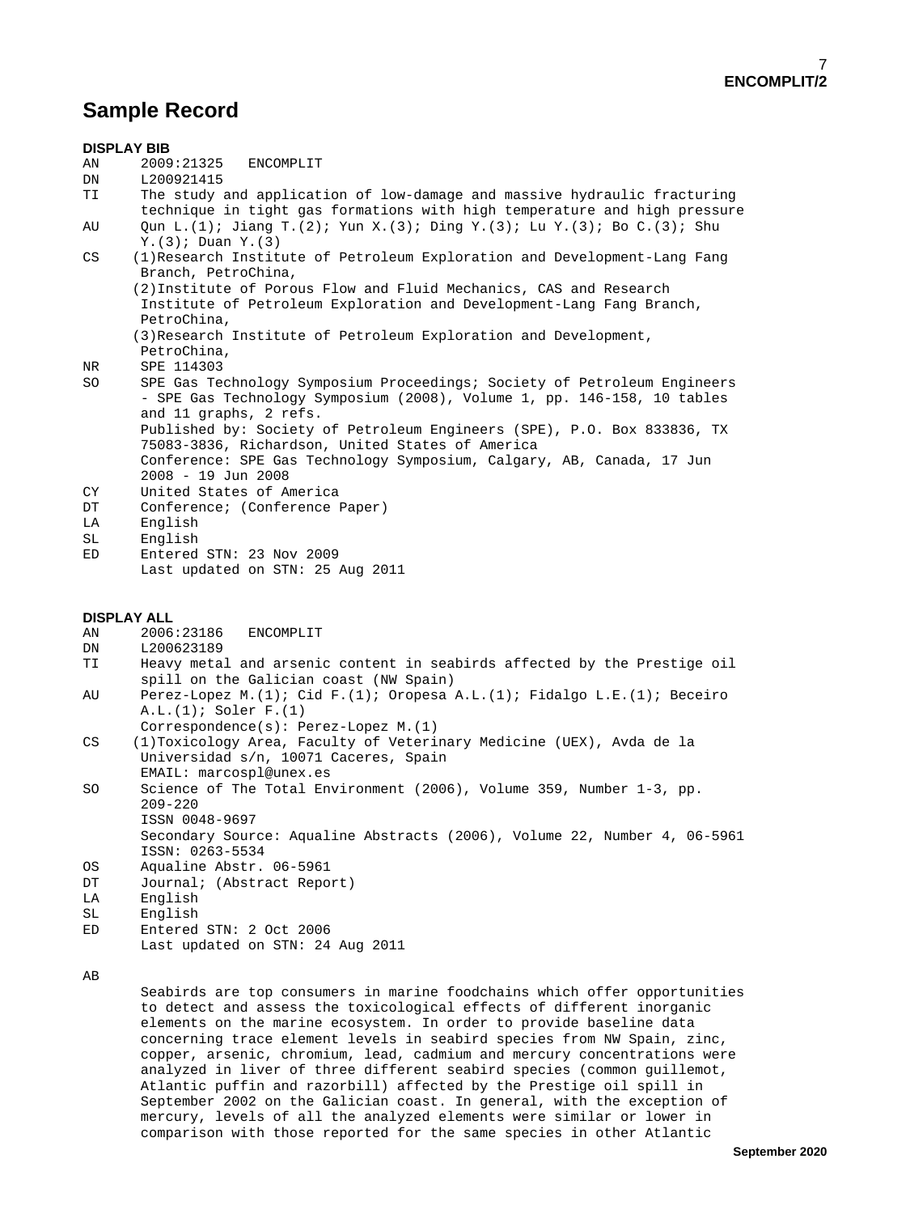## Sample Record

**DISPLAY BIB**

```
AN      2009:21325   ENCOMPLIT
DN      L200921415
TI      The study and application of low-damage and massive hydraulic fracturing
        technique in tight gas formations with high temperature and high pressure
AU      Qun L.(1); Jiang T.(2); Yun X.(3); Ding Y.(3); Lu Y.(3); Bo C.(3); Shu
        Y.(3); Duan Y.(3)
CS     (1)Research Institute of Petroleum Exploration and Development-Lang Fang
        Branch, PetroChina,
       (2)Institute of Porous Flow and Fluid Mechanics, CAS and Research
        Institute of Petroleum Exploration and Development-Lang Fang Branch,
        PetroChina,
       (3)Research Institute of Petroleum Exploration and Development,
        PetroChina,
NR      SPE 114303
SO      SPE Gas Technology Symposium Proceedings; Society of Petroleum Engineers
        - SPE Gas Technology Symposium (2008), Volume 1, pp. 146-158, 10 tables
        and 11 graphs, 2 refs.
        Published by: Society of Petroleum Engineers (SPE), P.O. Box 833836, TX
        75083-3836, Richardson, United States of America
        Conference: SPE Gas Technology Symposium, Calgary, AB, Canada, 17 Jun
        2008 - 19 Jun 2008
CY      United States of America
DT      Conference; (Conference Paper)
LA      English
SL      English
ED      Entered STN: 23 Nov 2009
        Last updated on STN: 25 Aug 2011
```

**DISPLAY ALL**

```
AN      2006:23186   ENCOMPLIT
DN      L200623189
TI      Heavy metal and arsenic content in seabirds affected by the Prestige oil
        spill on the Galician coast (NW Spain)
AU      Perez-Lopez M.(1); Cid F.(1); Oropesa A.L.(1); Fidalgo L.E.(1); Beceiro
        A.L.(1); Soler F.(1)
        Correspondence(s): Perez-Lopez M.(1)
CS     (1)Toxicology Area, Faculty of Veterinary Medicine (UEX), Avda de la
        Universidad s/n, 10071 Caceres, Spain
        EMAIL: marcospl@unex.es
SO      Science of The Total Environment (2006), Volume 359, Number 1-3, pp.
        209-220
        ISSN 0048-9697
        Secondary Source: Aqualine Abstracts (2006), Volume 22, Number 4, 06-5961
        ISSN: 0263-5534
OS      Aqualine Abstr. 06-5961
DT      Journal; (Abstract Report)
LA      English
SL      English
ED      Entered STN: 2 Oct 2006
        Last updated on STN: 24 Aug 2011

AB
        Seabirds are top consumers in marine foodchains which offer opportunities
        to detect and assess the toxicological effects of different inorganic
        elements on the marine ecosystem. In order to provide baseline data
        concerning trace element levels in seabird species from NW Spain, zinc,
        copper, arsenic, chromium, lead, cadmium and mercury concentrations were
        analyzed in liver of three different seabird species (common guillemot,
        Atlantic puffin and razorbill) affected by the Prestige oil spill in
        September 2002 on the Galician coast. In general, with the exception of
        mercury, levels of all the analyzed elements were similar or lower in
        comparison with those reported for the same species in other Atlantic
```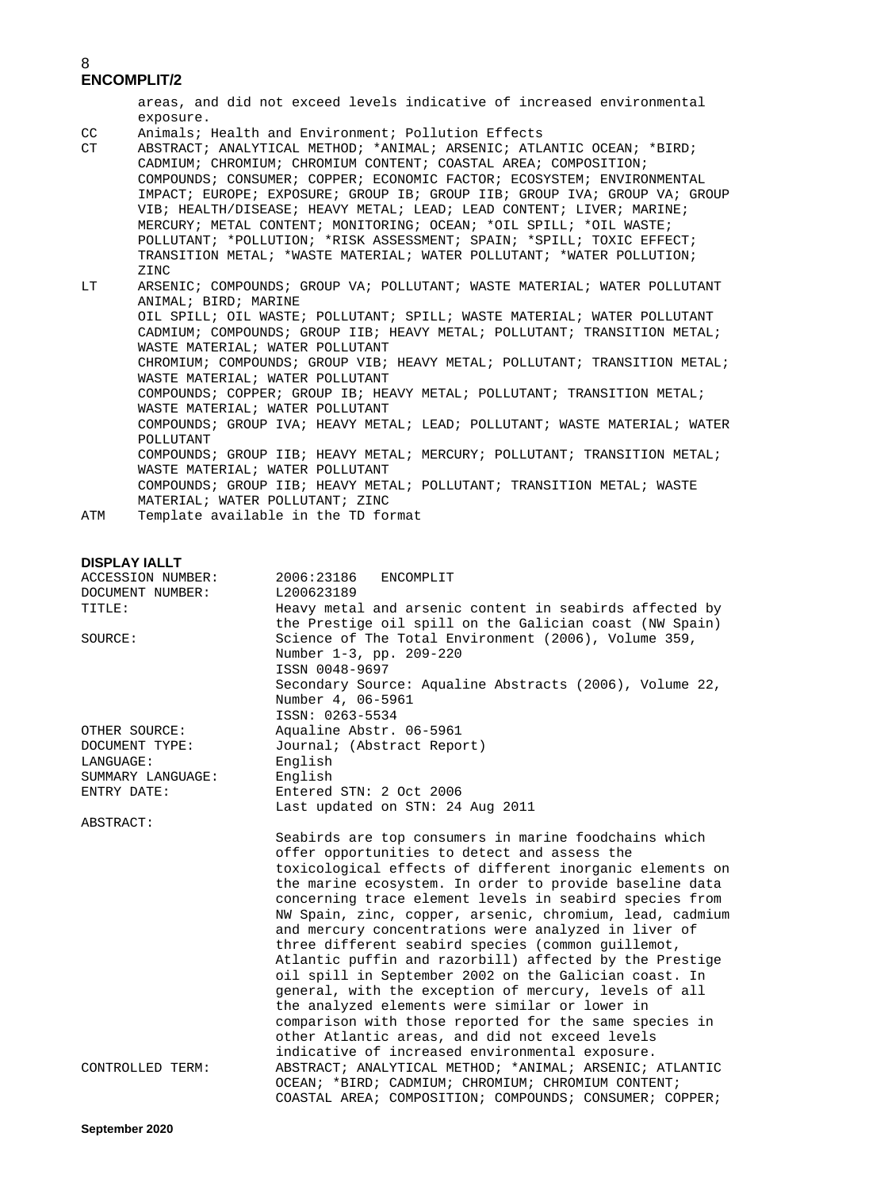```
       areas, and did not exceed levels indicative of increased environmental
       exposure.
CC     Animals; Health and Environment; Pollution Effects
CT     ABSTRACT; ANALYTICAL METHOD; *ANIMAL; ARSENIC; ATLANTIC OCEAN; *BIRD;
       CADMIUM; CHROMIUM; CHROMIUM CONTENT; COASTAL AREA; COMPOSITION;
       COMPOUNDS; CONSUMER; COPPER; ECONOMIC FACTOR; ECOSYSTEM; ENVIRONMENTAL
       IMPACT; EUROPE; EXPOSURE; GROUP IB; GROUP IIB; GROUP IVA; GROUP VA; GROUP
       VIB; HEALTH/DISEASE; HEAVY METAL; LEAD; LEAD CONTENT; LIVER; MARINE;
       MERCURY; METAL CONTENT; MONITORING; OCEAN; *OIL SPILL; *OIL WASTE;
       POLLUTANT; *POLLUTION; *RISK ASSESSMENT; SPAIN; *SPILL; TOXIC EFFECT;
       TRANSITION METAL; *WASTE MATERIAL; WATER POLLUTANT; *WATER POLLUTION;
       ZINC
LT     ARSENIC; COMPOUNDS; GROUP VA; POLLUTANT; WASTE MATERIAL; WATER POLLUTANT
       ANIMAL; BIRD; MARINE
       OIL SPILL; OIL WASTE; POLLUTANT; SPILL; WASTE MATERIAL; WATER POLLUTANT
       CADMIUM; COMPOUNDS; GROUP IIB; HEAVY METAL; POLLUTANT; TRANSITION METAL;
       WASTE MATERIAL; WATER POLLUTANT
       CHROMIUM; COMPOUNDS; GROUP VIB; HEAVY METAL; POLLUTANT; TRANSITION METAL;
       WASTE MATERIAL; WATER POLLUTANT
       COMPOUNDS; COPPER; GROUP IB; HEAVY METAL; POLLUTANT; TRANSITION METAL;
       WASTE MATERIAL; WATER POLLUTANT
       COMPOUNDS; GROUP IVA; HEAVY METAL; LEAD; POLLUTANT; WASTE MATERIAL; WATER
       POLLUTANT
       COMPOUNDS; GROUP IIB; HEAVY METAL; MERCURY; POLLUTANT; TRANSITION METAL;
       WASTE MATERIAL; WATER POLLUTANT
       COMPOUNDS; GROUP IIB; HEAVY METAL; POLLUTANT; TRANSITION METAL; WASTE
       MATERIAL; WATER POLLUTANT; ZINC
ATM    Template available in the TD format
```

**DISPLAY IALLT**

```
ACCESSION NUMBER:      2006:23186   ENCOMPLIT
DOCUMENT NUMBER:       L200623189
TITLE:                 Heavy metal and arsenic content in seabirds affected by
                       the Prestige oil spill on the Galician coast (NW Spain)
SOURCE:                Science of The Total Environment (2006), Volume 359,
                       Number 1-3, pp. 209-220
                       ISSN 0048-9697
                       Secondary Source: Aqualine Abstracts (2006), Volume 22,
                       Number 4, 06-5961
                       ISSN: 0263-5534
OTHER SOURCE:          Aqualine Abstr. 06-5961
DOCUMENT TYPE:         Journal; (Abstract Report)
LANGUAGE:              English
SUMMARY LANGUAGE:      English
ENTRY DATE:            Entered STN: 2 Oct 2006
                       Last updated on STN: 24 Aug 2011
ABSTRACT:
                       Seabirds are top consumers in marine foodchains which
                       offer opportunities to detect and assess the
                       toxicological effects of different inorganic elements on
                       the marine ecosystem. In order to provide baseline data
                       concerning trace element levels in seabird species from
                       NW Spain, zinc, copper, arsenic, chromium, lead, cadmium
                       and mercury concentrations were analyzed in liver of
                       three different seabird species (common guillemot,
                       Atlantic puffin and razorbill) affected by the Prestige
                       oil spill in September 2002 on the Galician coast. In
                       general, with the exception of mercury, levels of all
                       the analyzed elements were similar or lower in
                       comparison with those reported for the same species in
                       other Atlantic areas, and did not exceed levels
                       indicative of increased environmental exposure.
CONTROLLED TERM:       ABSTRACT; ANALYTICAL METHOD; *ANIMAL; ARSENIC; ATLANTIC
                       OCEAN; *BIRD; CADMIUM; CHROMIUM; CHROMIUM CONTENT;
                       COASTAL AREA; COMPOSITION; COMPOUNDS; CONSUMER; COPPER;
```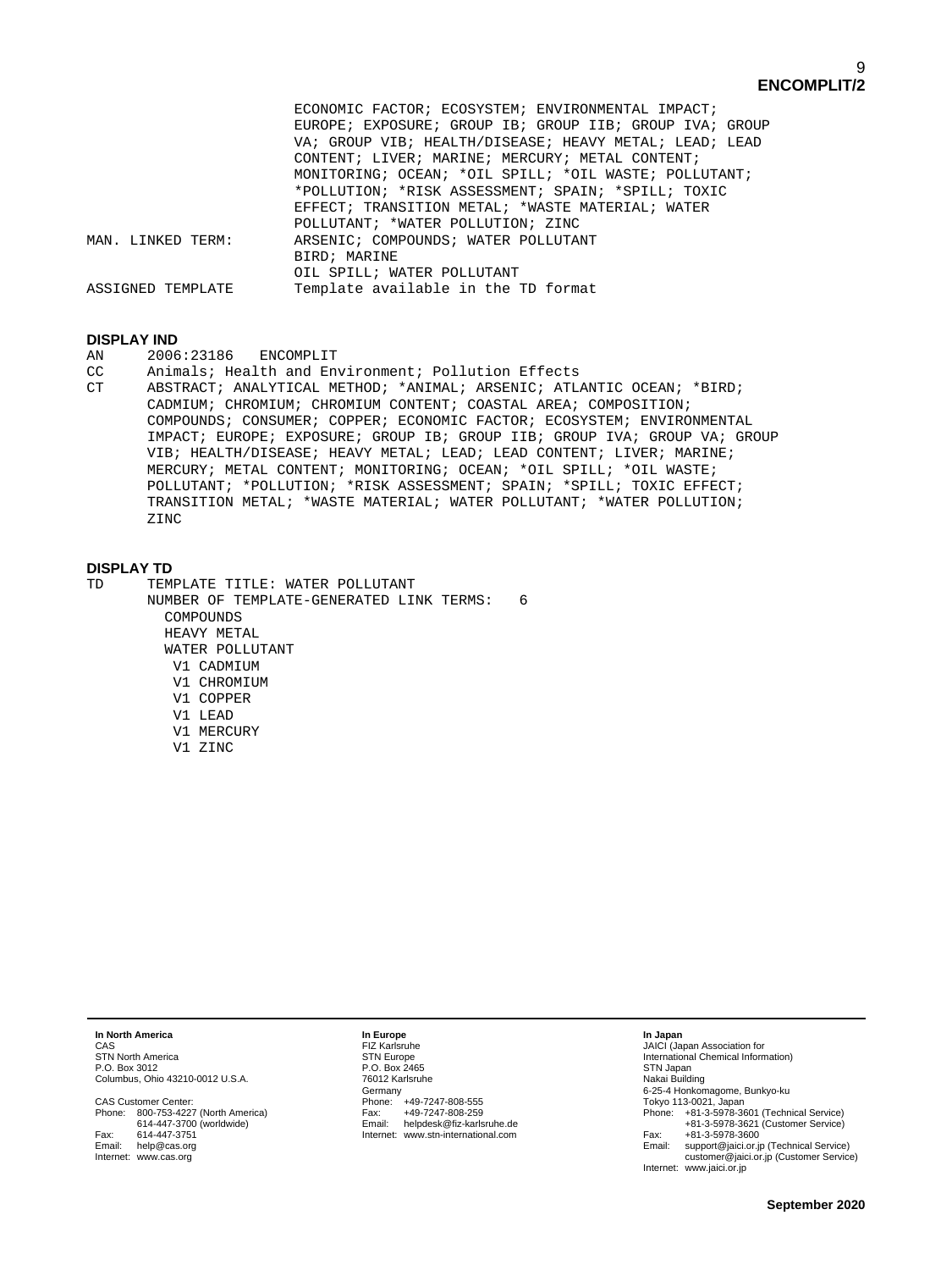```
                  ECONOMIC FACTOR; ECOSYSTEM; ENVIRONMENTAL IMPACT;
                  EUROPE; EXPOSURE; GROUP IB; GROUP IIB; GROUP IVA; GROUP
                  VA; GROUP VIB; HEALTH/DISEASE; HEAVY METAL; LEAD; LEAD
                  CONTENT; LIVER; MARINE; MERCURY; METAL CONTENT;
                  MONITORING; OCEAN; *OIL SPILL; *OIL WASTE; POLLUTANT;
                  *POLLUTION; *RISK ASSESSMENT; SPAIN; *SPILL; TOXIC
                  EFFECT; TRANSITION METAL; *WASTE MATERIAL; WATER
                  POLLUTANT; *WATER POLLUTION; ZINC
MAN. LINKED TERM: ARSENIC; COMPOUNDS; WATER POLLUTANT
                  BIRD; MARINE
                  OIL SPILL; WATER POLLUTANT
ASSIGNED TEMPLATE Template available in the TD format
```

**DISPLAY IND**

```
AN    2006:23186   ENCOMPLIT
CC    Animals; Health and Environment; Pollution Effects
CT    ABSTRACT; ANALYTICAL METHOD; *ANIMAL; ARSENIC; ATLANTIC OCEAN; *BIRD;
      CADMIUM; CHROMIUM; CHROMIUM CONTENT; COASTAL AREA; COMPOSITION;
      COMPOUNDS; CONSUMER; COPPER; ECONOMIC FACTOR; ECOSYSTEM; ENVIRONMENTAL
      IMPACT; EUROPE; EXPOSURE; GROUP IB; GROUP IIB; GROUP IVA; GROUP VA; GROUP
      VIB; HEALTH/DISEASE; HEAVY METAL; LEAD; LEAD CONTENT; LIVER; MARINE;
      MERCURY; METAL CONTENT; MONITORING; OCEAN; *OIL SPILL; *OIL WASTE;
      POLLUTANT; *POLLUTION; *RISK ASSESSMENT; SPAIN; *SPILL; TOXIC EFFECT;
      TRANSITION METAL; *WASTE MATERIAL; WATER POLLUTANT; *WATER POLLUTION;
      ZINC
```

**DISPLAY TD**

```
TD    TEMPLATE TITLE: WATER POLLUTANT
      NUMBER OF TEMPLATE-GENERATED LINK TERMS:   6
        COMPOUNDS
        HEAVY METAL
        WATER POLLUTANT
         V1 CADMIUM
         V1 CHROMIUM
         V1 COPPER
         V1 LEAD
         V1 MERCURY
         V1 ZINC
```

**In North America**
CAS
STN North America
P.O. Box 3012
Columbus, Ohio 43210-0012 U.S.A.

CAS Customer Center:
Phone: 800-753-4227 (North America)
614-447-3700 (worldwide)
Fax: 614-447-3751
Email: help@cas.org
Internet: www.cas.org

**In Europe**
FIZ Karlsruhe
STN Europe
P.O. Box 2465
76012 Karlsruhe
Germany
Phone: +49-7247-808-555
Fax: +49-7247-808-259
Email: helpdesk@fiz-karlsruhe.de
Internet: www.stn-international.com

**In Japan**
JAICI (Japan Association for International Chemical Information)
STN Japan
Nakai Building
6-25-4 Honkomagome, Bunkyo-ku
Tokyo 113-0021, Japan
Phone: +81-3-5978-3601 (Technical Service)
+81-3-5978-3621 (Customer Service)
Fax: +81-3-5978-3600
Email: support@jaici.or.jp (Technical Service)
customer@jaici.or.jp (Customer Service)
Internet: www.jaici.or.jp

**September 2020**